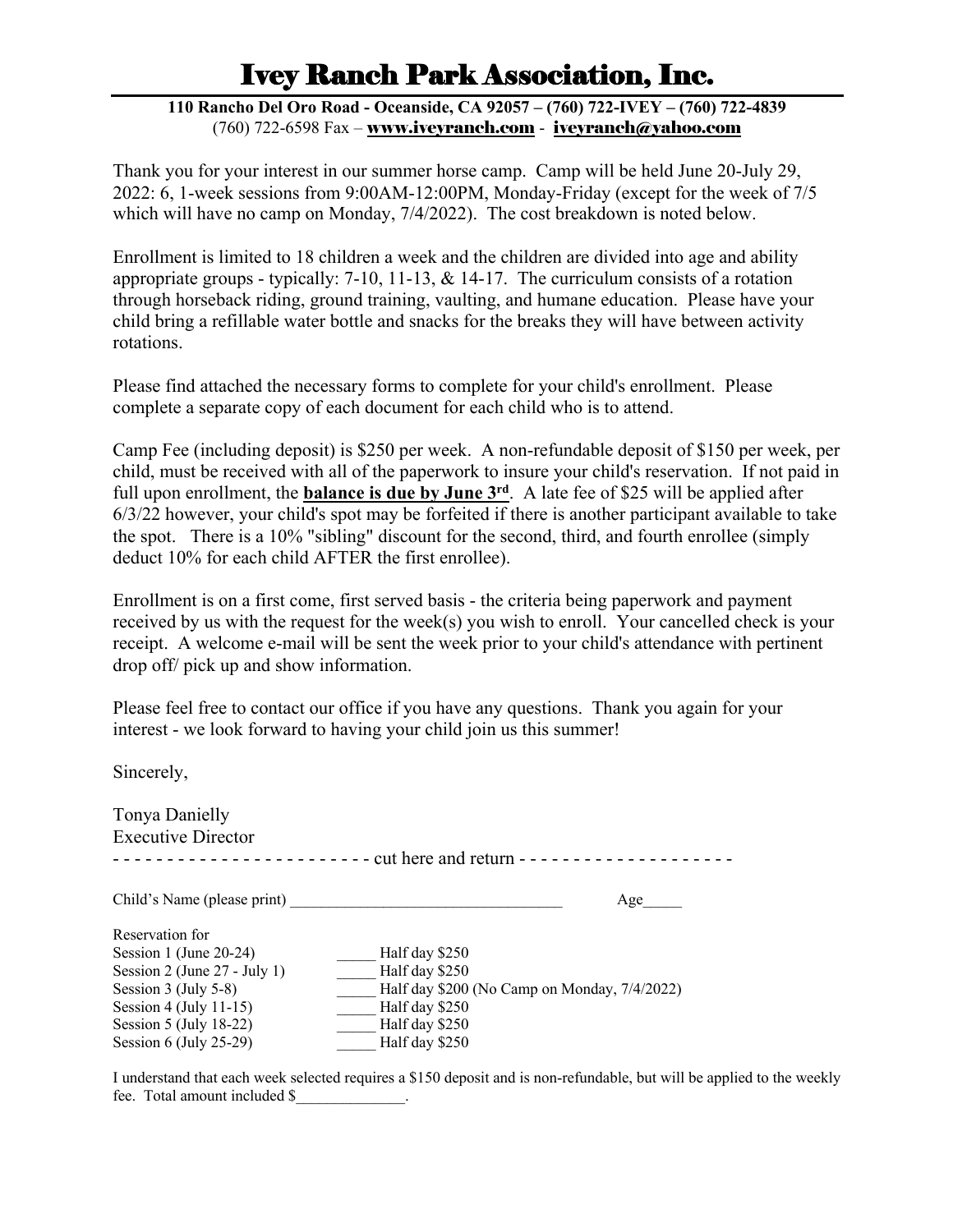# Ivey Ranch Park Association, Inc.

**110 Rancho Del Oro Road - Oceanside, CA 92057 – (760) 722-IVEY – (760) 722-4839**
(760) 722-6598 Fax – **www.iveyranch.com** - **iveyranch@yahoo.com**

Thank you for your interest in our summer horse camp. Camp will be held June 20-July 29, 2022: 6, 1-week sessions from 9:00AM-12:00PM, Monday-Friday (except for the week of 7/5 which will have no camp on Monday, 7/4/2022). The cost breakdown is noted below.

Enrollment is limited to 18 children a week and the children are divided into age and ability appropriate groups - typically: 7-10, 11-13, & 14-17. The curriculum consists of a rotation through horseback riding, ground training, vaulting, and humane education. Please have your child bring a refillable water bottle and snacks for the breaks they will have between activity rotations.

Please find attached the necessary forms to complete for your child's enrollment. Please complete a separate copy of each document for each child who is to attend.

Camp Fee (including deposit) is $250 per week. A non-refundable deposit of $150 per week, per child, must be received with all of the paperwork to insure your child's reservation. If not paid in full upon enrollment, the **balance is due by June 3rd**. A late fee of $25 will be applied after 6/3/22 however, your child's spot may be forfeited if there is another participant available to take the spot. There is a 10% "sibling" discount for the second, third, and fourth enrollee (simply deduct 10% for each child AFTER the first enrollee).

Enrollment is on a first come, first served basis - the criteria being paperwork and payment received by us with the request for the week(s) you wish to enroll. Your cancelled check is your receipt. A welcome e-mail will be sent the week prior to your child's attendance with pertinent drop off/ pick up and show information.

Please feel free to contact our office if you have any questions. Thank you again for your interest - we look forward to having your child join us this summer!

Sincerely,

Tonya Danielly
Executive Director

- - - - - - - - - - - - - - - - - - - - - - - - cut here and return - - - - - - - - - - - - - - - - - - - -

Child's Name (please print) ___________________________________ Age_____

Reservation for

Session 1 (June 20-24) _____ Half day $250
Session 2 (June 27 - July 1) _____ Half day $250
Session 3 (July 5-8) _____ Half day $200 (No Camp on Monday, 7/4/2022)
Session 4 (July 11-15) _____ Half day $250
Session 5 (July 18-22) _____ Half day $250
Session 6 (July 25-29) _____ Half day $250

I understand that each week selected requires a $150 deposit and is non-refundable, but will be applied to the weekly fee. Total amount included $______________.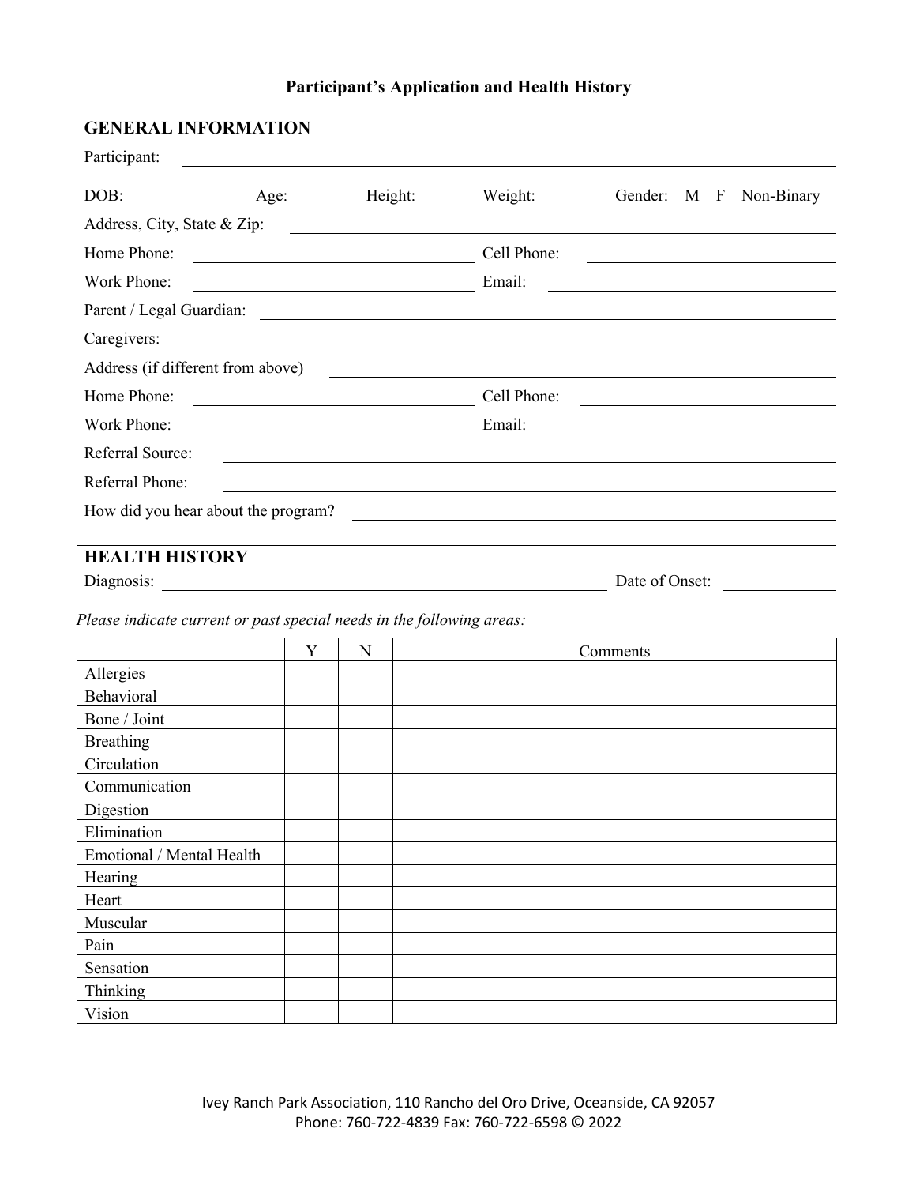# Participant's Application and Health History

## GENERAL INFORMATION

Participant: ______________________________________________

DOB: __________ Age: ______ Height: ______ Weight: ______ Gender: M F Non-Binary

Address, City, State & Zip: ______________________________________________

Home Phone: ____________________ Cell Phone: ____________________

Work Phone: ____________________ Email: ____________________

Parent / Legal Guardian: ______________________________________________

Caregivers: ______________________________________________

Address (if different from above) ______________________________________________

Home Phone: ____________________ Cell Phone: ____________________

Work Phone: ____________________ Email: ____________________

Referral Source: ______________________________________________

Referral Phone: ______________________________________________

How did you hear about the program? ______________________________________________

## HEALTH HISTORY

Diagnosis: ______________________________ Date of Onset: __________

*Please indicate current or past special needs in the following areas:*

| | Y | N | Comments |
|---|---|---|---|
| Allergies | | | |
| Behavioral | | | |
| Bone / Joint | | | |
| Breathing | | | |
| Circulation | | | |
| Communication | | | |
| Digestion | | | |
| Elimination | | | |
| Emotional / Mental Health | | | |
| Hearing | | | |
| Heart | | | |
| Muscular | | | |
| Pain | | | |
| Sensation | | | |
| Thinking | | | |
| Vision | | | |

Ivey Ranch Park Association, 110 Rancho del Oro Drive, Oceanside, CA 92057
Phone: 760-722-4839 Fax: 760-722-6598 © 2022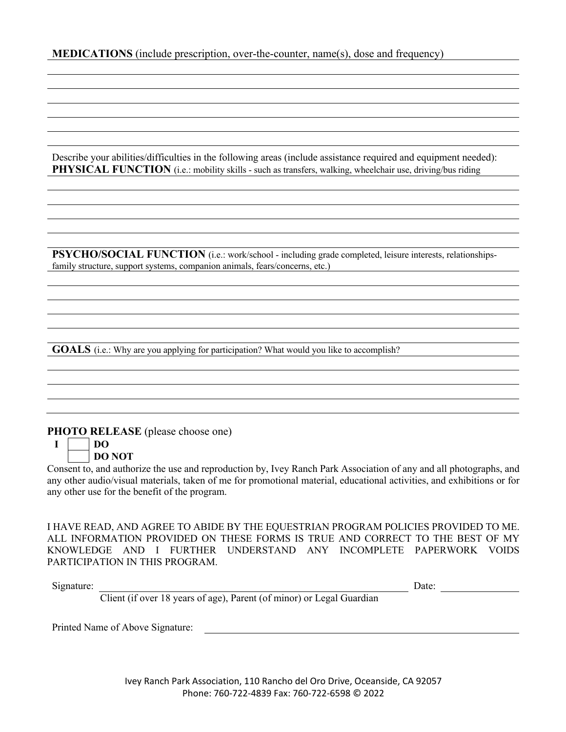**MEDICATIONS** (include prescription, over-the-counter, name(s), dose and frequency)

Describe your abilities/difficulties in the following areas (include assistance required and equipment needed):

**PHYSICAL FUNCTION** (i.e.: mobility skills - such as transfers, walking, wheelchair use, driving/bus riding

**PSYCHO/SOCIAL FUNCTION** (i.e.: work/school - including grade completed, leisure interests, relationships-family structure, support systems, companion animals, fears/concerns, etc.)

**GOALS** (i.e.: Why are you applying for participation? What would you like to accomplish?

**PHOTO RELEASE** (please choose one)

**I** ☐ **DO**
☐ **DO NOT**

Consent to, and authorize the use and reproduction by, Ivey Ranch Park Association of any and all photographs, and any other audio/visual materials, taken of me for promotional material, educational activities, and exhibitions or for any other use for the benefit of the program.

I HAVE READ, AND AGREE TO ABIDE BY THE EQUESTRIAN PROGRAM POLICIES PROVIDED TO ME. ALL INFORMATION PROVIDED ON THESE FORMS IS TRUE AND CORRECT TO THE BEST OF MY KNOWLEDGE AND I FURTHER UNDERSTAND ANY INCOMPLETE PAPERWORK VOIDS PARTICIPATION IN THIS PROGRAM.

Signature: ______________________________ Date: ____________
Client (if over 18 years of age), Parent (of minor) or Legal Guardian

Printed Name of Above Signature: ______________________________

Ivey Ranch Park Association, 110 Rancho del Oro Drive, Oceanside, CA 92057
Phone: 760-722-4839 Fax: 760-722-6598 © 2022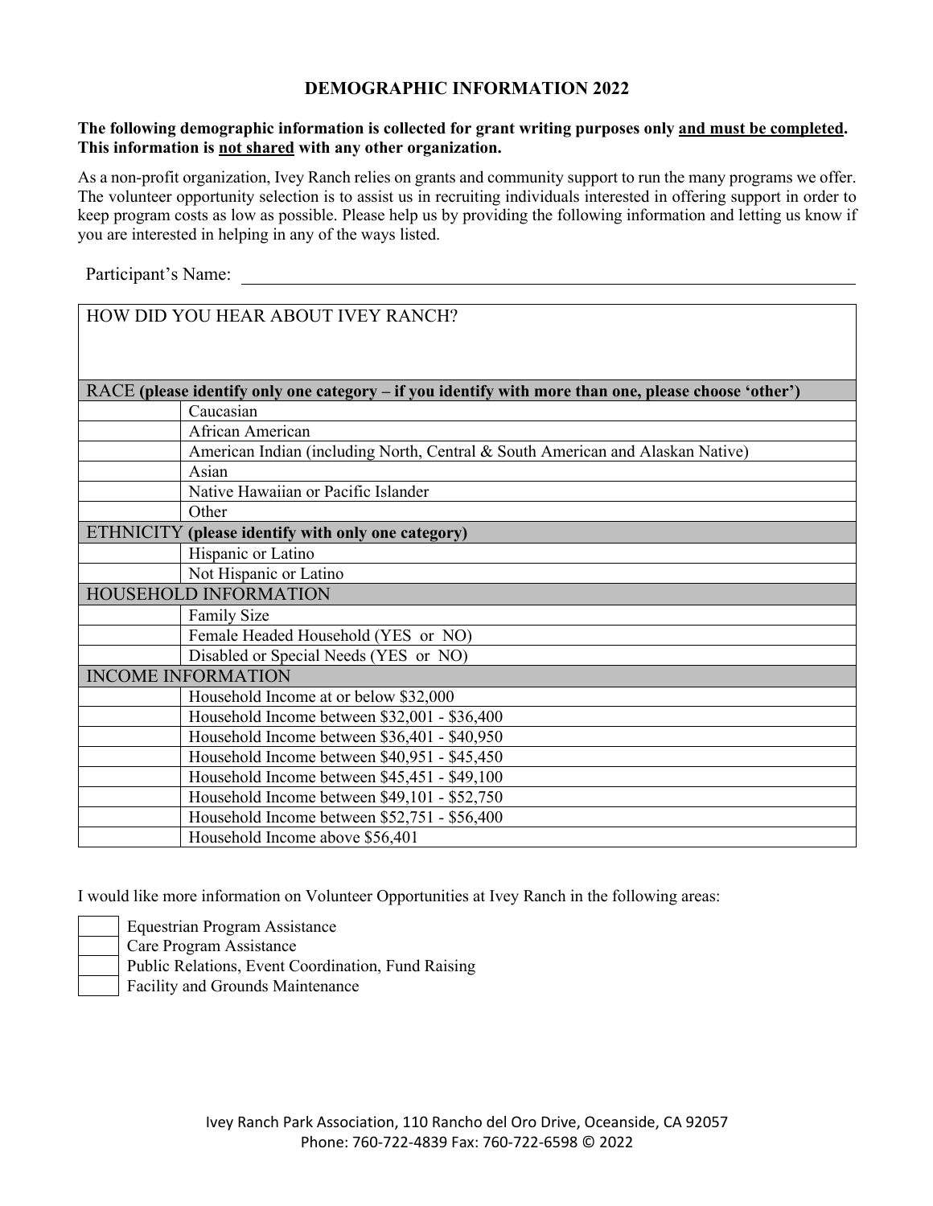# DEMOGRAPHIC INFORMATION 2022

**The following demographic information is collected for grant writing purposes only <u>and must be completed</u>. This information is <u>not shared</u> with any other organization.**

As a non-profit organization, Ivey Ranch relies on grants and community support to run the many programs we offer. The volunteer opportunity selection is to assist us in recruiting individuals interested in offering support in order to keep program costs as low as possible. Please help us by providing the following information and letting us know if you are interested in helping in any of the ways listed.

Participant's Name: ____________________________________________

| HOW DID YOU HEAR ABOUT IVEY RANCH? | |
|---|---|
| | |
| **RACE (please identify only one category – if you identify with more than one, please choose 'other')** | |
| | Caucasian |
| | African American |
| | American Indian (including North, Central & South American and Alaskan Native) |
| | Asian |
| | Native Hawaiian or Pacific Islander |
| | Other |
| **ETHNICITY (please identify with only one category)** | |
| | Hispanic or Latino |
| | Not Hispanic or Latino |
| **HOUSEHOLD INFORMATION** | |
| | Family Size |
| | Female Headed Household (YES or NO) |
| | Disabled or Special Needs (YES or NO) |
| **INCOME INFORMATION** | |
| | Household Income at or below $32,000 |
| | Household Income between $32,001 - $36,400 |
| | Household Income between $36,401 - $40,950 |
| | Household Income between $40,951 - $45,450 |
| | Household Income between $45,451 - $49,100 |
| | Household Income between $49,101 - $52,750 |
| | Household Income between $52,751 - $56,400 |
| | Household Income above $56,401 |

I would like more information on Volunteer Opportunities at Ivey Ranch in the following areas:

- ☐ Equestrian Program Assistance
- ☐ Care Program Assistance
- ☐ Public Relations, Event Coordination, Fund Raising
- ☐ Facility and Grounds Maintenance

Ivey Ranch Park Association, 110 Rancho del Oro Drive, Oceanside, CA 92057
Phone: 760-722-4839 Fax: 760-722-6598 © 2022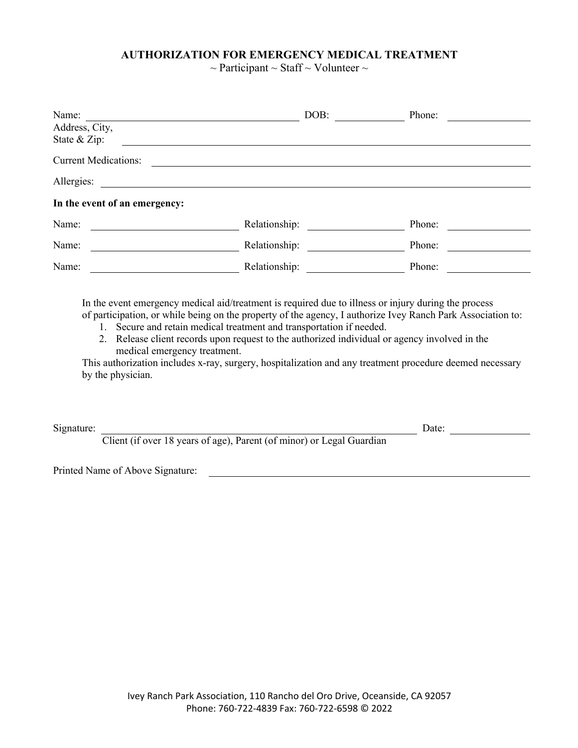# AUTHORIZATION FOR EMERGENCY MEDICAL TREATMENT

~ Participant ~ Staff ~ Volunteer ~

Name: ______________________________ DOB: __________ Phone: __________

Address, City, State & Zip: ______________________________________________

Current Medications: ______________________________________________

Allergies: ______________________________________________

**In the event of an emergency:**

Name: ____________________ Relationship: ______________ Phone: __________

Name: ____________________ Relationship: ______________ Phone: __________

Name: ____________________ Relationship: ______________ Phone: __________

In the event emergency medical aid/treatment is required due to illness or injury during the process of participation, or while being on the property of the agency, I authorize Ivey Ranch Park Association to:

1. Secure and retain medical treatment and transportation if needed.
2. Release client records upon request to the authorized individual or agency involved in the medical emergency treatment.

This authorization includes x-ray, surgery, hospitalization and any treatment procedure deemed necessary by the physician.

Signature: ______________________________________________ Date: __________

Client (if over 18 years of age), Parent (of minor) or Legal Guardian

Printed Name of Above Signature: ______________________________________________

Ivey Ranch Park Association, 110 Rancho del Oro Drive, Oceanside, CA 92057
Phone: 760-722-4839 Fax: 760-722-6598 © 2022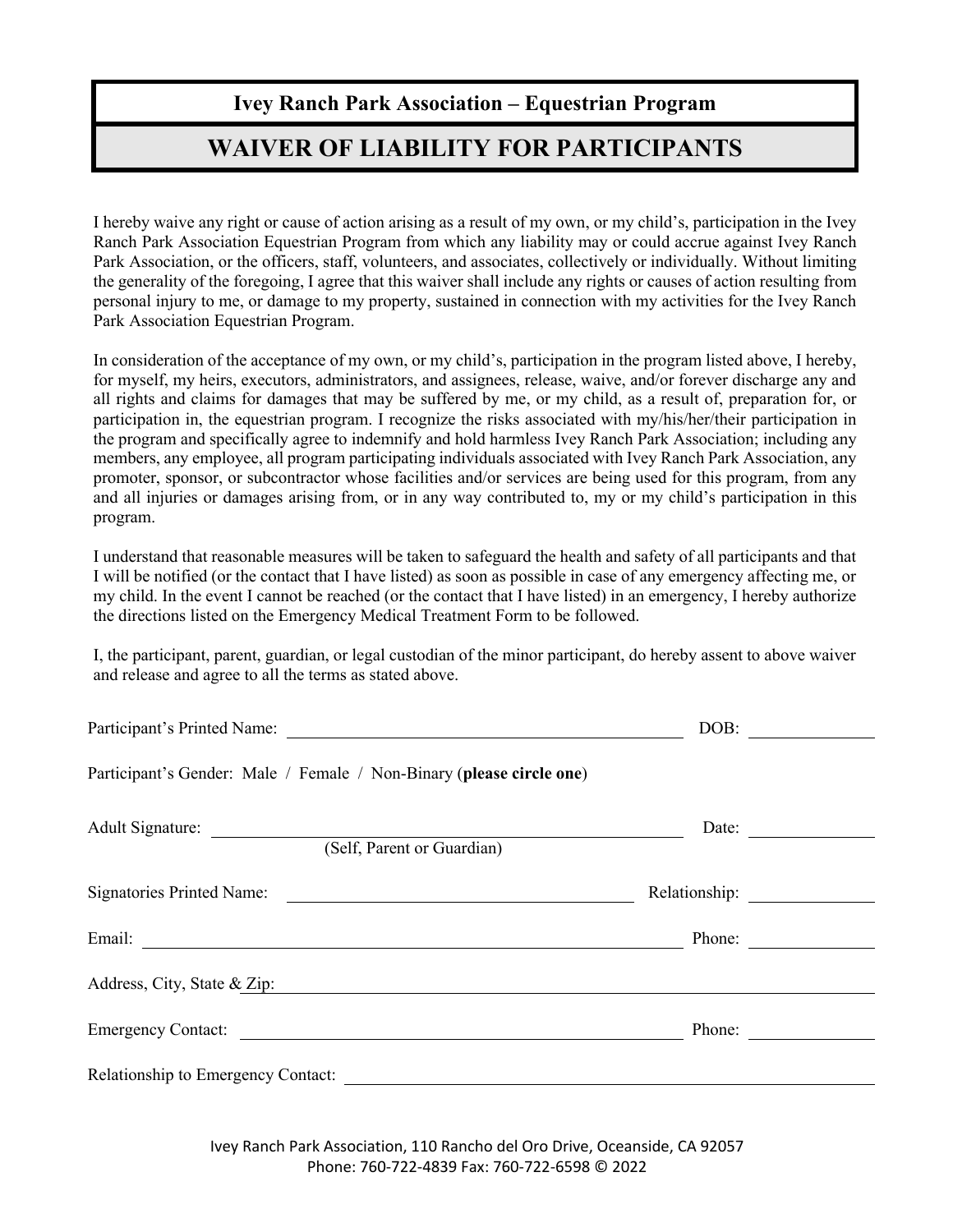# Ivey Ranch Park Association – Equestrian Program

## WAIVER OF LIABILITY FOR PARTICIPANTS

I hereby waive any right or cause of action arising as a result of my own, or my child's, participation in the Ivey Ranch Park Association Equestrian Program from which any liability may or could accrue against Ivey Ranch Park Association, or the officers, staff, volunteers, and associates, collectively or individually. Without limiting the generality of the foregoing, I agree that this waiver shall include any rights or causes of action resulting from personal injury to me, or damage to my property, sustained in connection with my activities for the Ivey Ranch Park Association Equestrian Program.

In consideration of the acceptance of my own, or my child's, participation in the program listed above, I hereby, for myself, my heirs, executors, administrators, and assignees, release, waive, and/or forever discharge any and all rights and claims for damages that may be suffered by me, or my child, as a result of, preparation for, or participation in, the equestrian program. I recognize the risks associated with my/his/her/their participation in the program and specifically agree to indemnify and hold harmless Ivey Ranch Park Association; including any members, any employee, all program participating individuals associated with Ivey Ranch Park Association, any promoter, sponsor, or subcontractor whose facilities and/or services are being used for this program, from any and all injuries or damages arising from, or in any way contributed to, my or my child's participation in this program.

I understand that reasonable measures will be taken to safeguard the health and safety of all participants and that I will be notified (or the contact that I have listed) as soon as possible in case of any emergency affecting me, or my child. In the event I cannot be reached (or the contact that I have listed) in an emergency, I hereby authorize the directions listed on the Emergency Medical Treatment Form to be followed.

I, the participant, parent, guardian, or legal custodian of the minor participant, do hereby assent to above waiver and release and agree to all the terms as stated above.

Participant's Printed Name: ______________________________________________ DOB: ____________

Participant's Gender: Male / Female / Non-Binary (**please circle one**)

Adult Signature: ______________________________________________ Date: ____________
(Self, Parent or Guardian)

Signatories Printed Name: ______________________________________ Relationship: ____________

Email: ______________________________________________________ Phone: ____________

Address, City, State & Zip: ______________________________________________________

Emergency Contact: ___________________________________________ Phone: ____________

Relationship to Emergency Contact: ______________________________________________

Ivey Ranch Park Association, 110 Rancho del Oro Drive, Oceanside, CA 92057
Phone: 760-722-4839 Fax: 760-722-6598 © 2022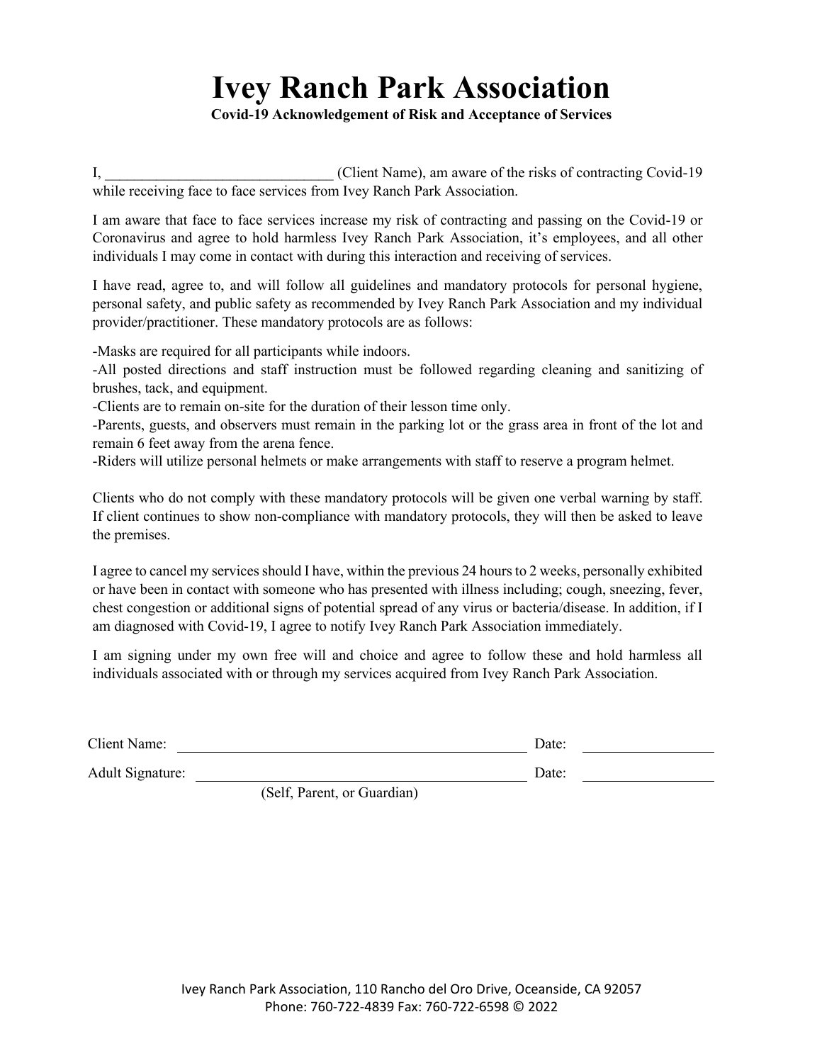# Ivey Ranch Park Association

**Covid-19 Acknowledgement of Risk and Acceptance of Services**

I, ______________________________ (Client Name), am aware of the risks of contracting Covid-19 while receiving face to face services from Ivey Ranch Park Association.

I am aware that face to face services increase my risk of contracting and passing on the Covid-19 or Coronavirus and agree to hold harmless Ivey Ranch Park Association, it's employees, and all other individuals I may come in contact with during this interaction and receiving of services.

I have read, agree to, and will follow all guidelines and mandatory protocols for personal hygiene, personal safety, and public safety as recommended by Ivey Ranch Park Association and my individual provider/practitioner. These mandatory protocols are as follows:

-Masks are required for all participants while indoors.
-All posted directions and staff instruction must be followed regarding cleaning and sanitizing of brushes, tack, and equipment.
-Clients are to remain on-site for the duration of their lesson time only.
-Parents, guests, and observers must remain in the parking lot or the grass area in front of the lot and remain 6 feet away from the arena fence.
-Riders will utilize personal helmets or make arrangements with staff to reserve a program helmet.

Clients who do not comply with these mandatory protocols will be given one verbal warning by staff. If client continues to show non-compliance with mandatory protocols, they will then be asked to leave the premises.

I agree to cancel my services should I have, within the previous 24 hours to 2 weeks, personally exhibited or have been in contact with someone who has presented with illness including; cough, sneezing, fever, chest congestion or additional signs of potential spread of any virus or bacteria/disease. In addition, if I am diagnosed with Covid-19, I agree to notify Ivey Ranch Park Association immediately.

I am signing under my own free will and choice and agree to follow these and hold harmless all individuals associated with or through my services acquired from Ivey Ranch Park Association.

Client Name: ______________________________ Date: ______________

Adult Signature: ______________________________ Date: ______________
(Self, Parent, or Guardian)

Ivey Ranch Park Association, 110 Rancho del Oro Drive, Oceanside, CA 92057
Phone: 760-722-4839 Fax: 760-722-6598 © 2022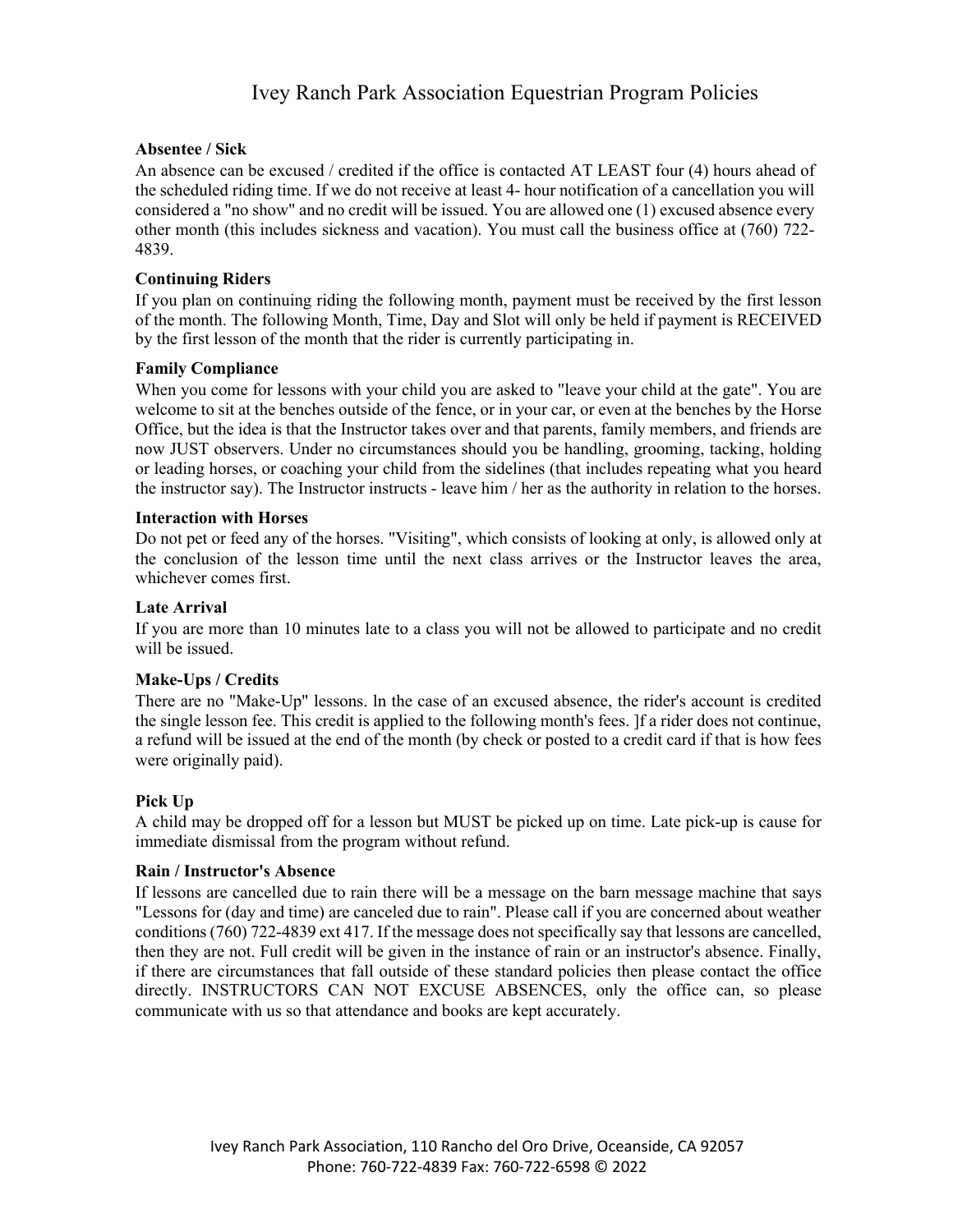# Ivey Ranch Park Association Equestrian Program Policies

**Absentee / Sick**

An absence can be excused / credited if the office is contacted AT LEAST four (4) hours ahead of the scheduled riding time. If we do not receive at least 4- hour notification of a cancellation you will considered a "no show" and no credit will be issued. You are allowed one (1) excused absence every other month (this includes sickness and vacation). You must call the business office at (760) 722-4839.

**Continuing Riders**

If you plan on continuing riding the following month, payment must be received by the first lesson of the month. The following Month, Time, Day and Slot will only be held if payment is RECEIVED by the first lesson of the month that the rider is currently participating in.

**Family Compliance**

When you come for lessons with your child you are asked to "leave your child at the gate". You are welcome to sit at the benches outside of the fence, or in your car, or even at the benches by the Horse Office, but the idea is that the Instructor takes over and that parents, family members, and friends are now JUST observers. Under no circumstances should you be handling, grooming, tacking, holding or leading horses, or coaching your child from the sidelines (that includes repeating what you heard the instructor say). The Instructor instructs - leave him / her as the authority in relation to the horses.

**Interaction with Horses**

Do not pet or feed any of the horses. "Visiting", which consists of looking at only, is allowed only at the conclusion of the lesson time until the next class arrives or the Instructor leaves the area, whichever comes first.

**Late Arrival**

If you are more than 10 minutes late to a class you will not be allowed to participate and no credit will be issued.

**Make-Ups / Credits**

There are no "Make-Up" lessons. ln the case of an excused absence, the rider's account is credited the single lesson fee. This credit is applied to the following month's fees. ]f a rider does not continue, a refund will be issued at the end of the month (by check or posted to a credit card if that is how fees were originally paid).

**Pick Up**

A child may be dropped off for a lesson but MUST be picked up on time. Late pick-up is cause for immediate dismissal from the program without refund.

**Rain / Instructor's Absence**

If lessons are cancelled due to rain there will be a message on the barn message machine that says "Lessons for (day and time) are canceled due to rain". Please call if you are concerned about weather conditions (760) 722-4839 ext 417. If the message does not specifically say that lessons are cancelled, then they are not. Full credit will be given in the instance of rain or an instructor's absence. Finally, if there are circumstances that fall outside of these standard policies then please contact the office directly. INSTRUCTORS CAN NOT EXCUSE ABSENCES, only the office can, so please communicate with us so that attendance and books are kept accurately.

Ivey Ranch Park Association, 110 Rancho del Oro Drive, Oceanside, CA 92057
Phone: 760-722-4839 Fax: 760-722-6598 © 2022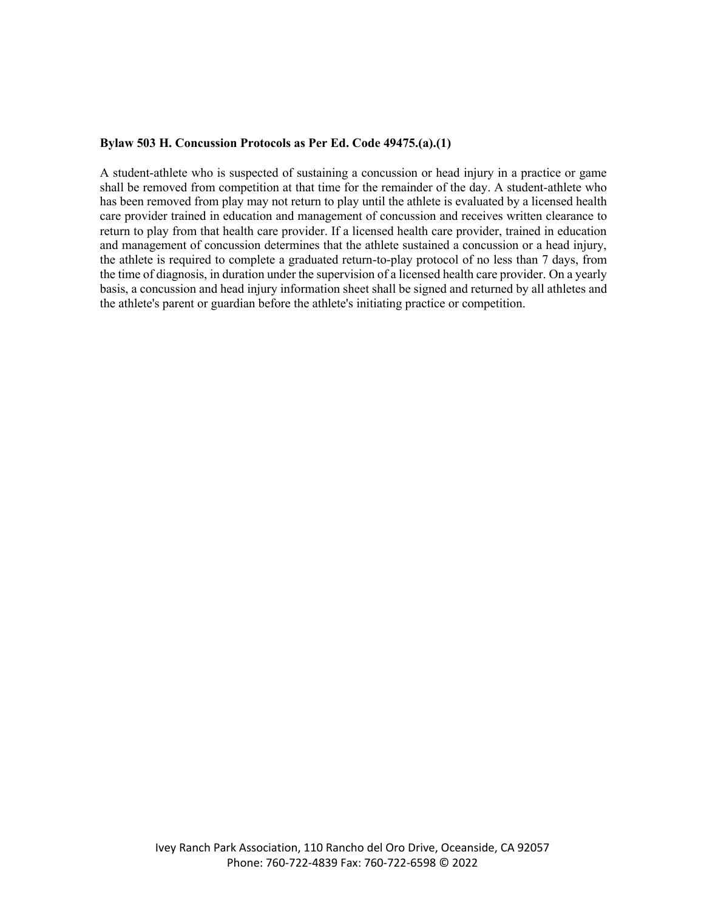**Bylaw 503 H. Concussion Protocols as Per Ed. Code 49475.(a).(1)**

A student-athlete who is suspected of sustaining a concussion or head injury in a practice or game shall be removed from competition at that time for the remainder of the day. A student-athlete who has been removed from play may not return to play until the athlete is evaluated by a licensed health care provider trained in education and management of concussion and receives written clearance to return to play from that health care provider. If a licensed health care provider, trained in education and management of concussion determines that the athlete sustained a concussion or a head injury, the athlete is required to complete a graduated return-to-play protocol of no less than 7 days, from the time of diagnosis, in duration under the supervision of a licensed health care provider. On a yearly basis, a concussion and head injury information sheet shall be signed and returned by all athletes and the athlete's parent or guardian before the athlete's initiating practice or competition.